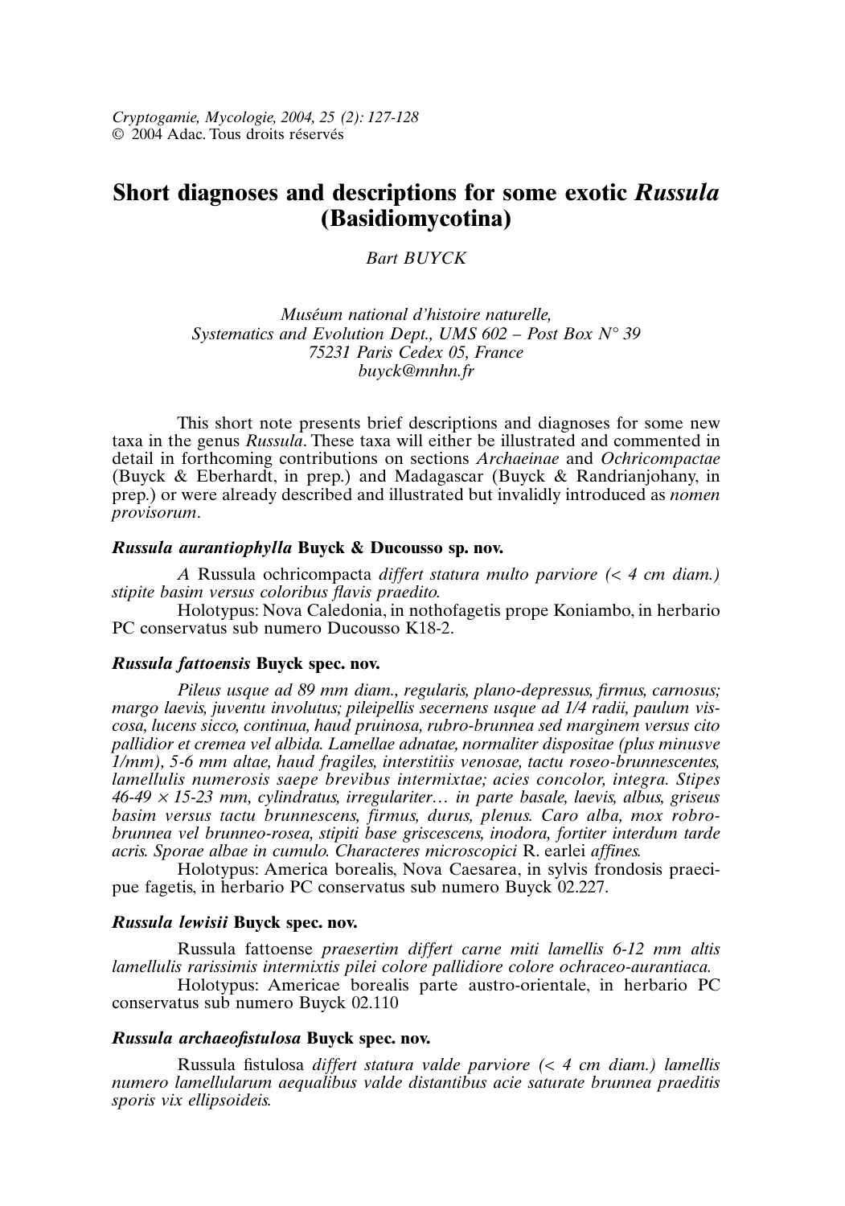# Short diagnoses and descriptions for some exotic *Russula* (Basidiomycotina)

*Bart BUYCK*

*Muséum national d'histoire naturelle,*
*Systematics and Evolution Dept., UMS 602 – Post Box N° 39*
*75231 Paris Cedex 05, France*
*buyck@mnhn.fr*

This short note presents brief descriptions and diagnoses for some new taxa in the genus *Russula*. These taxa will either be illustrated and commented in detail in forthcoming contributions on sections *Archaeinae* and *Ochricompactae* (Buyck & Eberhardt, in prep.) and Madagascar (Buyck & Randrianjohany, in prep.) or were already described and illustrated but invalidly introduced as *nomen provisorum*.

### *Russula aurantiophylla* Buyck & Ducousso sp. nov.

*A* Russula ochricompacta *differt statura multo parviore (< 4 cm diam.) stipite basim versus coloribus flavis praedito.*

Holotypus: Nova Caledonia, in nothofagetis prope Koniambo, in herbario PC conservatus sub numero Ducousso K18-2.

### *Russula fattoensis* Buyck spec. nov.

*Pileus usque ad 89 mm diam., regularis, plano-depressus, firmus, carnosus; margo laevis, juventu involutus; pileipellis secernens usque ad 1/4 radii, paulum viscosa, lucens sicco, continua, haud pruinosa, rubro-brunnea sed marginem versus cito pallidior et cremea vel albida. Lamellae adnatae, normaliter dispositae (plus minusve 1/mm), 5-6 mm altae, haud fragiles, interstitiis venosae, tactu roseo-brunnescentes, lamellulis numerosis saepe brevibus intermixtae; acies concolor, integra. Stipes 46-49 × 15-23 mm, cylindratus, irregulariter… in parte basale, laevis, albus, griseus basim versus tactu brunnescens, firmus, durus, plenus. Caro alba, mox robro-brunnea vel brunneo-rosea, stipiti base griscescens, inodora, fortiter interdum tarde acris. Sporae albae in cumulo. Characteres microscopici* R. earlei *affines.*

Holotypus: America borealis, Nova Caesarea, in sylvis frondosis praecipue fagetis, in herbario PC conservatus sub numero Buyck 02.227.

### *Russula lewisii* Buyck spec. nov.

Russula fattoense *praesertim differt carne miti lamellis 6-12 mm altis lamellulis rarissimis intermixtis pilei colore pallidiore colore ochraceo-aurantiaca.*

Holotypus: Americae borealis parte austro-orientale, in herbario PC conservatus sub numero Buyck 02.110

### *Russula archaeofistulosa* Buyck spec. nov.

Russula fistulosa *differt statura valde parviore (< 4 cm diam.) lamellis numero lamellularum aequalibus valde distantibus acie saturate brunnea praeditis sporis vix ellipsoideis.*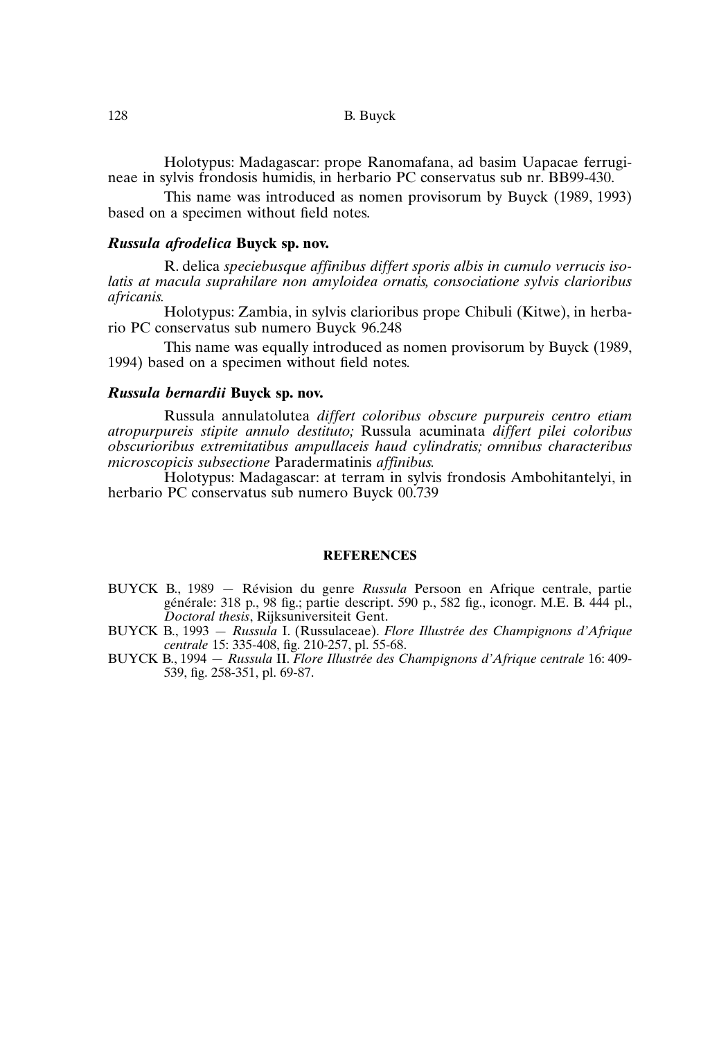Holotypus: Madagascar: prope Ranomafana, ad basim Uapacae ferrugineae in sylvis frondosis humidis, in herbario PC conservatus sub nr. BB99-430.

This name was introduced as nomen provisorum by Buyck (1989, 1993) based on a specimen without field notes.

### *Russula afrodelica* Buyck sp. nov.

R. delica *speciebusque affinibus differt sporis albis in cumulo verrucis isolatis at macula suprahilare non amyloidea ornatis, consociatione sylvis clarioribus africanis.*

Holotypus: Zambia, in sylvis clarioribus prope Chibuli (Kitwe), in herbario PC conservatus sub numero Buyck 96.248

This name was equally introduced as nomen provisorum by Buyck (1989, 1994) based on a specimen without field notes.

### *Russula bernardii* Buyck sp. nov.

Russula annulatolutea *differt coloribus obscure purpureis centro etiam atropurpureis stipite annulo destituto;* Russula acuminata *differt pilei coloribus obscurioribus extremitatibus ampullaceis haud cylindratis; omnibus characteribus microscopicis subsectione* Paradermatinis *affinibus.*

Holotypus: Madagascar: at terram in sylvis frondosis Ambohitantelyi, in herbario PC conservatus sub numero Buyck 00.739

## REFERENCES

BUYCK B., 1989 — Révision du genre *Russula* Persoon en Afrique centrale, partie générale: 318 p., 98 fig.; partie descript. 590 p., 582 fig., iconogr. M.E. B. 444 pl., *Doctoral thesis*, Rijksuniversiteit Gent.

BUYCK B., 1993 — *Russula* I. (Russulaceae). *Flore Illustrée des Champignons d'Afrique centrale* 15: 335-408, fig. 210-257, pl. 55-68.

BUYCK B., 1994 — *Russula* II. *Flore Illustrée des Champignons d'Afrique centrale* 16: 409-539, fig. 258-351, pl. 69-87.